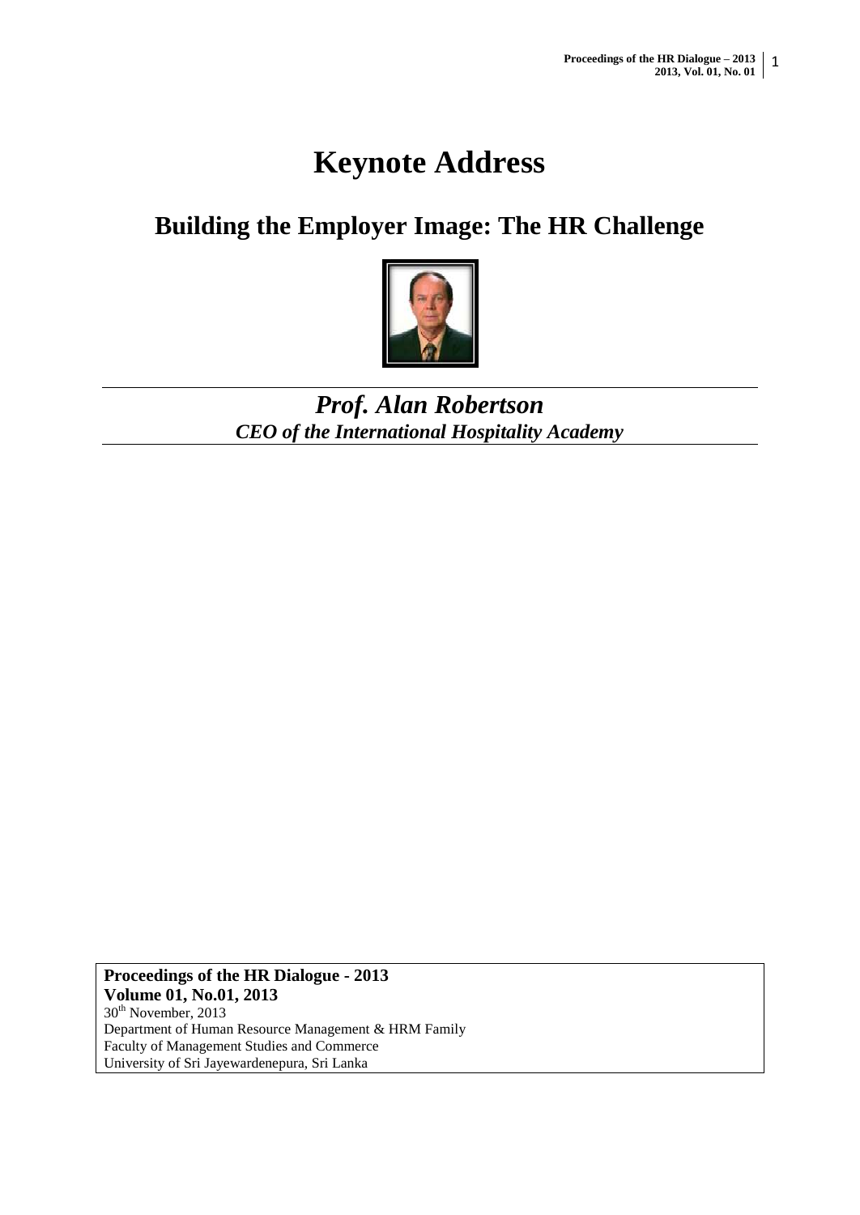# Keynote Address

## Building the Employer Image: The HR Challenge

***Prof. Alan Robertson***
***CEO of the International Hospitality Academy***

**Proceedings of the HR Dialogue - 2013**
**Volume 01, No.01, 2013**
30th November, 2013
Department of Human Resource Management & HRM Family
Faculty of Management Studies and Commerce
University of Sri Jayewardenepura, Sri Lanka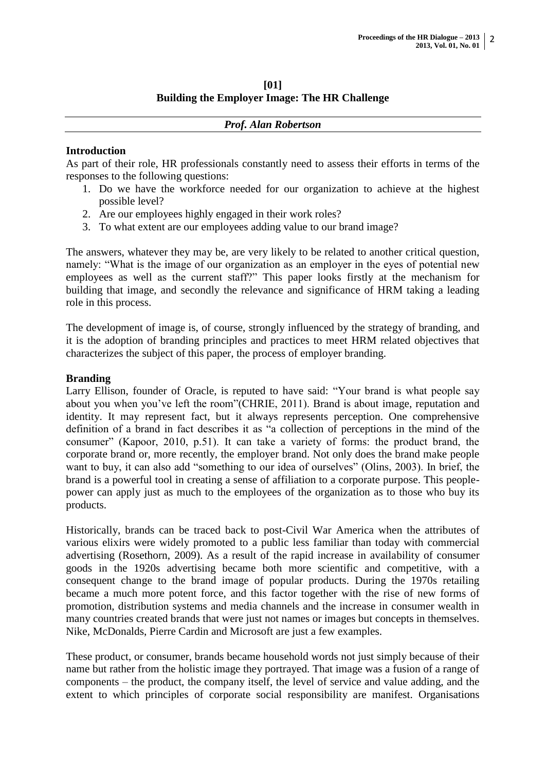## [01]
## Building the Employer Image: The HR Challenge

*Prof. Alan Robertson*

### Introduction

As part of their role, HR professionals constantly need to assess their efforts in terms of the responses to the following questions:

1. Do we have the workforce needed for our organization to achieve at the highest possible level?
2. Are our employees highly engaged in their work roles?
3. To what extent are our employees adding value to our brand image?

The answers, whatever they may be, are very likely to be related to another critical question, namely: "What is the image of our organization as an employer in the eyes of potential new employees as well as the current staff?" This paper looks firstly at the mechanism for building that image, and secondly the relevance and significance of HRM taking a leading role in this process.

The development of image is, of course, strongly influenced by the strategy of branding, and it is the adoption of branding principles and practices to meet HRM related objectives that characterizes the subject of this paper, the process of employer branding.

### Branding

Larry Ellison, founder of Oracle, is reputed to have said: "Your brand is what people say about you when you've left the room"(CHRIE, 2011). Brand is about image, reputation and identity. It may represent fact, but it always represents perception. One comprehensive definition of a brand in fact describes it as "a collection of perceptions in the mind of the consumer" (Kapoor, 2010, p.51). It can take a variety of forms: the product brand, the corporate brand or, more recently, the employer brand. Not only does the brand make people want to buy, it can also add "something to our idea of ourselves" (Olins, 2003). In brief, the brand is a powerful tool in creating a sense of affiliation to a corporate purpose. This people-power can apply just as much to the employees of the organization as to those who buy its products.

Historically, brands can be traced back to post-Civil War America when the attributes of various elixirs were widely promoted to a public less familiar than today with commercial advertising (Rosethorn, 2009). As a result of the rapid increase in availability of consumer goods in the 1920s advertising became both more scientific and competitive, with a consequent change to the brand image of popular products. During the 1970s retailing became a much more potent force, and this factor together with the rise of new forms of promotion, distribution systems and media channels and the increase in consumer wealth in many countries created brands that were just not names or images but concepts in themselves. Nike, McDonalds, Pierre Cardin and Microsoft are just a few examples.

These product, or consumer, brands became household words not just simply because of their name but rather from the holistic image they portrayed. That image was a fusion of a range of components – the product, the company itself, the level of service and value adding, and the extent to which principles of corporate social responsibility are manifest. Organisations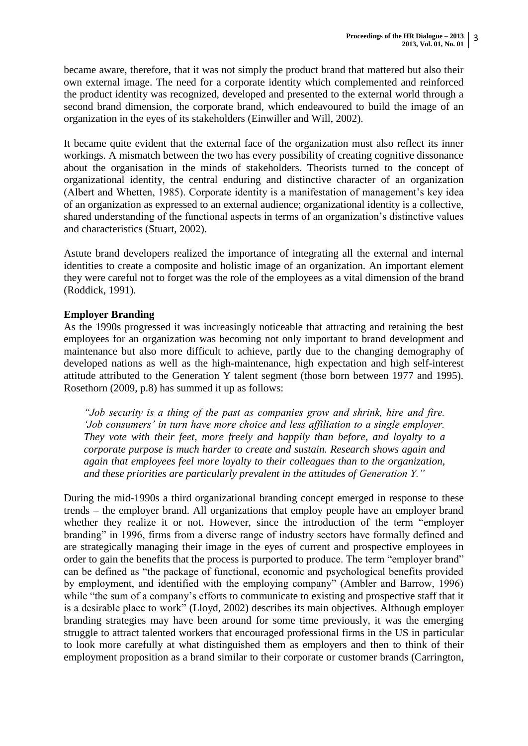became aware, therefore, that it was not simply the product brand that mattered but also their own external image. The need for a corporate identity which complemented and reinforced the product identity was recognized, developed and presented to the external world through a second brand dimension, the corporate brand, which endeavoured to build the image of an organization in the eyes of its stakeholders (Einwiller and Will, 2002).

It became quite evident that the external face of the organization must also reflect its inner workings. A mismatch between the two has every possibility of creating cognitive dissonance about the organisation in the minds of stakeholders. Theorists turned to the concept of organizational identity, the central enduring and distinctive character of an organization (Albert and Whetten, 1985). Corporate identity is a manifestation of management's key idea of an organization as expressed to an external audience; organizational identity is a collective, shared understanding of the functional aspects in terms of an organization's distinctive values and characteristics (Stuart, 2002).

Astute brand developers realized the importance of integrating all the external and internal identities to create a composite and holistic image of an organization. An important element they were careful not to forget was the role of the employees as a vital dimension of the brand (Roddick, 1991).

**Employer Branding**

As the 1990s progressed it was increasingly noticeable that attracting and retaining the best employees for an organization was becoming not only important to brand development and maintenance but also more difficult to achieve, partly due to the changing demography of developed nations as well as the high-maintenance, high expectation and high self-interest attitude attributed to the Generation Y talent segment (those born between 1977 and 1995). Rosethorn (2009, p.8) has summed it up as follows:

> *"Job security is a thing of the past as companies grow and shrink, hire and fire. 'Job consumers' in turn have more choice and less affiliation to a single employer. They vote with their feet, more freely and happily than before, and loyalty to a corporate purpose is much harder to create and sustain. Research shows again and again that employees feel more loyalty to their colleagues than to the organization, and these priorities are particularly prevalent in the attitudes of Generation Y."*

During the mid-1990s a third organizational branding concept emerged in response to these trends – the employer brand. All organizations that employ people have an employer brand whether they realize it or not. However, since the introduction of the term "employer branding" in 1996, firms from a diverse range of industry sectors have formally defined and are strategically managing their image in the eyes of current and prospective employees in order to gain the benefits that the process is purported to produce. The term "employer brand" can be defined as "the package of functional, economic and psychological benefits provided by employment, and identified with the employing company" (Ambler and Barrow, 1996) while "the sum of a company's efforts to communicate to existing and prospective staff that it is a desirable place to work" (Lloyd, 2002) describes its main objectives. Although employer branding strategies may have been around for some time previously, it was the emerging struggle to attract talented workers that encouraged professional firms in the US in particular to look more carefully at what distinguished them as employers and then to think of their employment proposition as a brand similar to their corporate or customer brands (Carrington,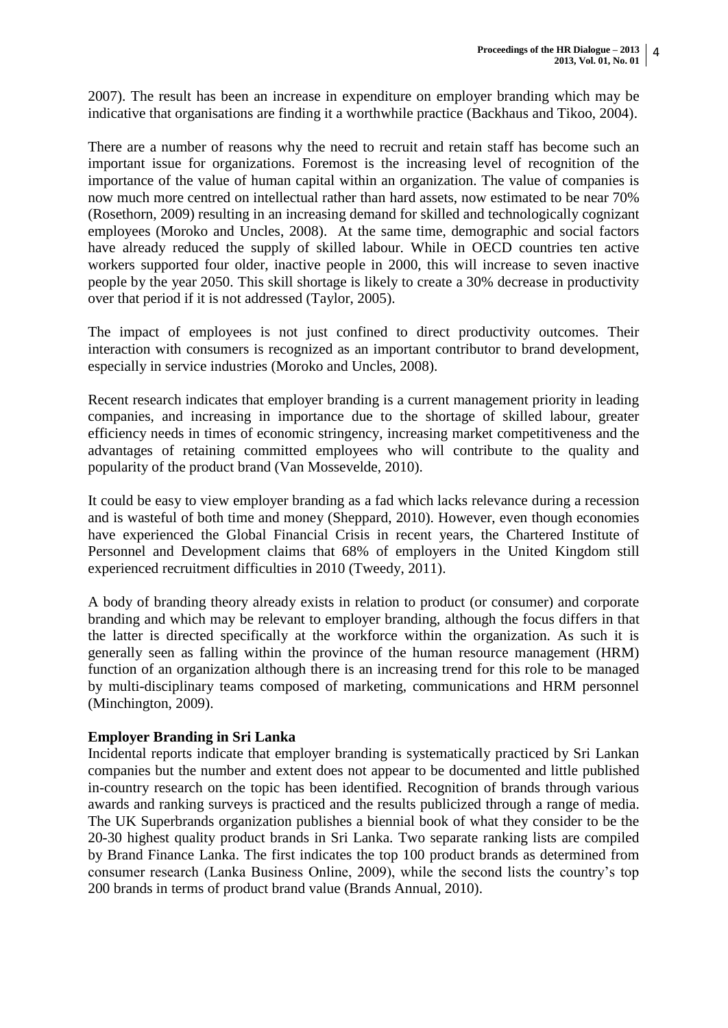2007). The result has been an increase in expenditure on employer branding which may be indicative that organisations are finding it a worthwhile practice (Backhaus and Tikoo, 2004).

There are a number of reasons why the need to recruit and retain staff has become such an important issue for organizations. Foremost is the increasing level of recognition of the importance of the value of human capital within an organization. The value of companies is now much more centred on intellectual rather than hard assets, now estimated to be near 70% (Rosethorn, 2009) resulting in an increasing demand for skilled and technologically cognizant employees (Moroko and Uncles, 2008). At the same time, demographic and social factors have already reduced the supply of skilled labour. While in OECD countries ten active workers supported four older, inactive people in 2000, this will increase to seven inactive people by the year 2050. This skill shortage is likely to create a 30% decrease in productivity over that period if it is not addressed (Taylor, 2005).

The impact of employees is not just confined to direct productivity outcomes. Their interaction with consumers is recognized as an important contributor to brand development, especially in service industries (Moroko and Uncles, 2008).

Recent research indicates that employer branding is a current management priority in leading companies, and increasing in importance due to the shortage of skilled labour, greater efficiency needs in times of economic stringency, increasing market competitiveness and the advantages of retaining committed employees who will contribute to the quality and popularity of the product brand (Van Mossevelde, 2010).

It could be easy to view employer branding as a fad which lacks relevance during a recession and is wasteful of both time and money (Sheppard, 2010). However, even though economies have experienced the Global Financial Crisis in recent years, the Chartered Institute of Personnel and Development claims that 68% of employers in the United Kingdom still experienced recruitment difficulties in 2010 (Tweedy, 2011).

A body of branding theory already exists in relation to product (or consumer) and corporate branding and which may be relevant to employer branding, although the focus differs in that the latter is directed specifically at the workforce within the organization. As such it is generally seen as falling within the province of the human resource management (HRM) function of an organization although there is an increasing trend for this role to be managed by multi-disciplinary teams composed of marketing, communications and HRM personnel (Minchington, 2009).

**Employer Branding in Sri Lanka**

Incidental reports indicate that employer branding is systematically practiced by Sri Lankan companies but the number and extent does not appear to be documented and little published in-country research on the topic has been identified. Recognition of brands through various awards and ranking surveys is practiced and the results publicized through a range of media. The UK Superbrands organization publishes a biennial book of what they consider to be the 20-30 highest quality product brands in Sri Lanka. Two separate ranking lists are compiled by Brand Finance Lanka. The first indicates the top 100 product brands as determined from consumer research (Lanka Business Online, 2009), while the second lists the country's top 200 brands in terms of product brand value (Brands Annual, 2010).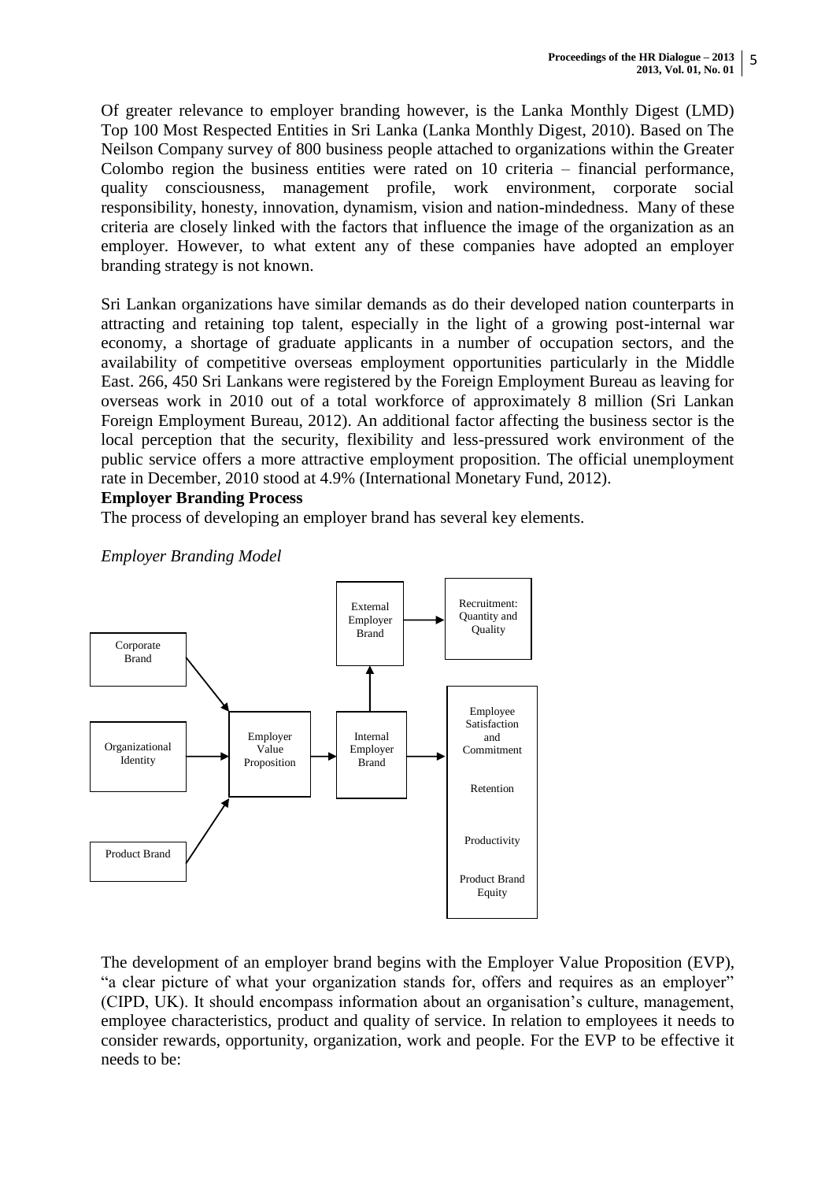Of greater relevance to employer branding however, is the Lanka Monthly Digest (LMD) Top 100 Most Respected Entities in Sri Lanka (Lanka Monthly Digest, 2010). Based on The Neilson Company survey of 800 business people attached to organizations within the Greater Colombo region the business entities were rated on 10 criteria – financial performance, quality consciousness, management profile, work environment, corporate social responsibility, honesty, innovation, dynamism, vision and nation-mindedness. Many of these criteria are closely linked with the factors that influence the image of the organization as an employer. However, to what extent any of these companies have adopted an employer branding strategy is not known.

Sri Lankan organizations have similar demands as do their developed nation counterparts in attracting and retaining top talent, especially in the light of a growing post-internal war economy, a shortage of graduate applicants in a number of occupation sectors, and the availability of competitive overseas employment opportunities particularly in the Middle East. 266, 450 Sri Lankans were registered by the Foreign Employment Bureau as leaving for overseas work in 2010 out of a total workforce of approximately 8 million (Sri Lankan Foreign Employment Bureau, 2012). An additional factor affecting the business sector is the local perception that the security, flexibility and less-pressured work environment of the public service offers a more attractive employment proposition. The official unemployment rate in December, 2010 stood at 4.9% (International Monetary Fund, 2012).

**Employer Branding Process**

The process of developing an employer brand has several key elements.

*Employer Branding Model*

Corporate Brand → Employer Value Proposition
Organizational Identity → Employer Value Proposition
Product Brand → Employer Value Proposition
Employer Value Proposition → Internal Employer Brand
Internal Employer Brand → External Employer Brand → Recruitment: Quantity and Quality
Internal Employer Brand → Employee Satisfaction and Commitment; Retention; Productivity; Product Brand Equity

The development of an employer brand begins with the Employer Value Proposition (EVP), "a clear picture of what your organization stands for, offers and requires as an employer" (CIPD, UK). It should encompass information about an organisation's culture, management, employee characteristics, product and quality of service. In relation to employees it needs to consider rewards, opportunity, organization, work and people. For the EVP to be effective it needs to be: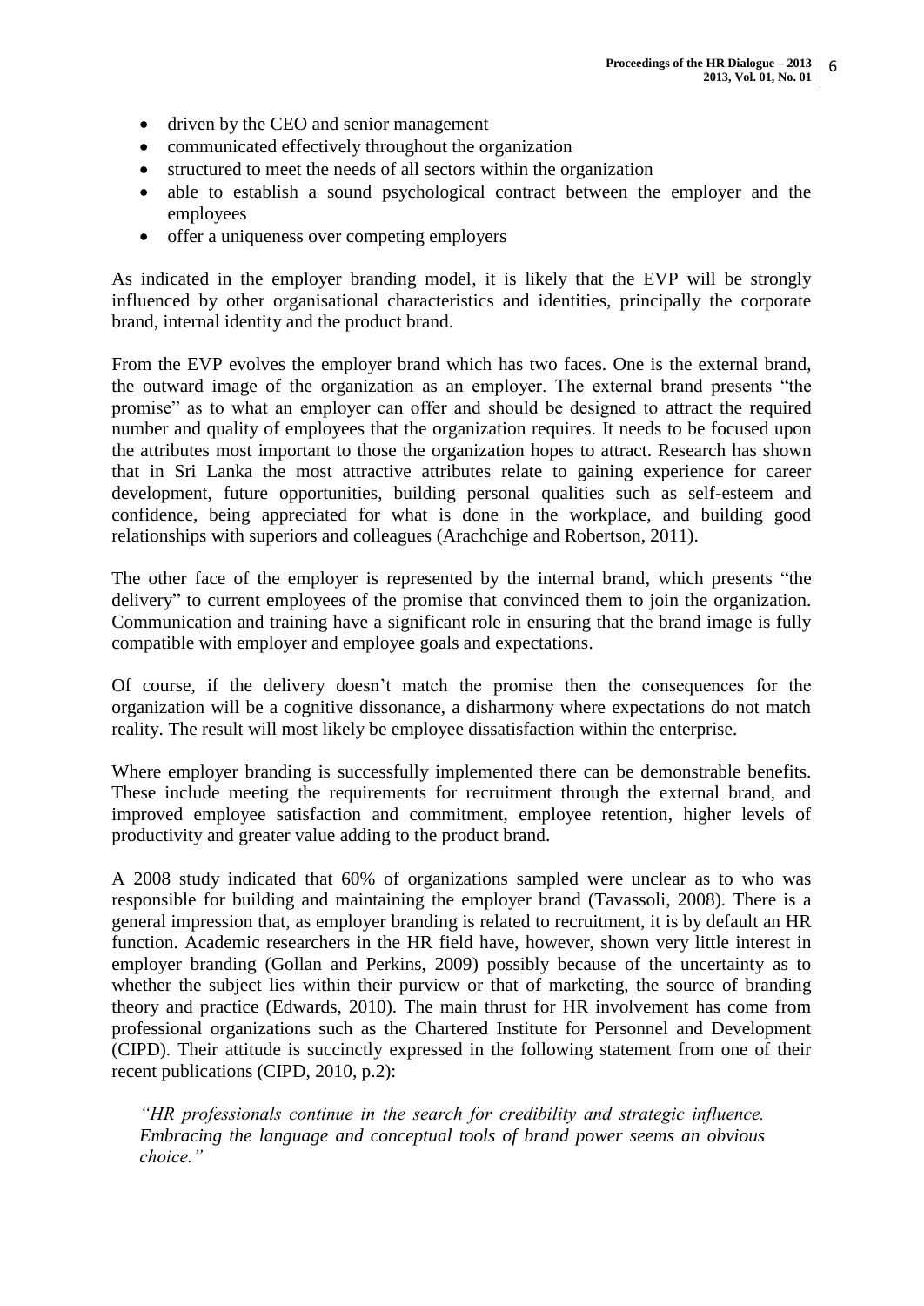- driven by the CEO and senior management
- communicated effectively throughout the organization
- structured to meet the needs of all sectors within the organization
- able to establish a sound psychological contract between the employer and the employees
- offer a uniqueness over competing employers

As indicated in the employer branding model, it is likely that the EVP will be strongly influenced by other organisational characteristics and identities, principally the corporate brand, internal identity and the product brand.

From the EVP evolves the employer brand which has two faces. One is the external brand, the outward image of the organization as an employer. The external brand presents "the promise" as to what an employer can offer and should be designed to attract the required number and quality of employees that the organization requires. It needs to be focused upon the attributes most important to those the organization hopes to attract. Research has shown that in Sri Lanka the most attractive attributes relate to gaining experience for career development, future opportunities, building personal qualities such as self-esteem and confidence, being appreciated for what is done in the workplace, and building good relationships with superiors and colleagues (Arachchige and Robertson, 2011).

The other face of the employer is represented by the internal brand, which presents "the delivery" to current employees of the promise that convinced them to join the organization. Communication and training have a significant role in ensuring that the brand image is fully compatible with employer and employee goals and expectations.

Of course, if the delivery doesn't match the promise then the consequences for the organization will be a cognitive dissonance, a disharmony where expectations do not match reality. The result will most likely be employee dissatisfaction within the enterprise.

Where employer branding is successfully implemented there can be demonstrable benefits. These include meeting the requirements for recruitment through the external brand, and improved employee satisfaction and commitment, employee retention, higher levels of productivity and greater value adding to the product brand.

A 2008 study indicated that 60% of organizations sampled were unclear as to who was responsible for building and maintaining the employer brand (Tavassoli, 2008). There is a general impression that, as employer branding is related to recruitment, it is by default an HR function. Academic researchers in the HR field have, however, shown very little interest in employer branding (Gollan and Perkins, 2009) possibly because of the uncertainty as to whether the subject lies within their purview or that of marketing, the source of branding theory and practice (Edwards, 2010). The main thrust for HR involvement has come from professional organizations such as the Chartered Institute for Personnel and Development (CIPD). Their attitude is succinctly expressed in the following statement from one of their recent publications (CIPD, 2010, p.2):

> *"HR professionals continue in the search for credibility and strategic influence. Embracing the language and conceptual tools of brand power seems an obvious choice."*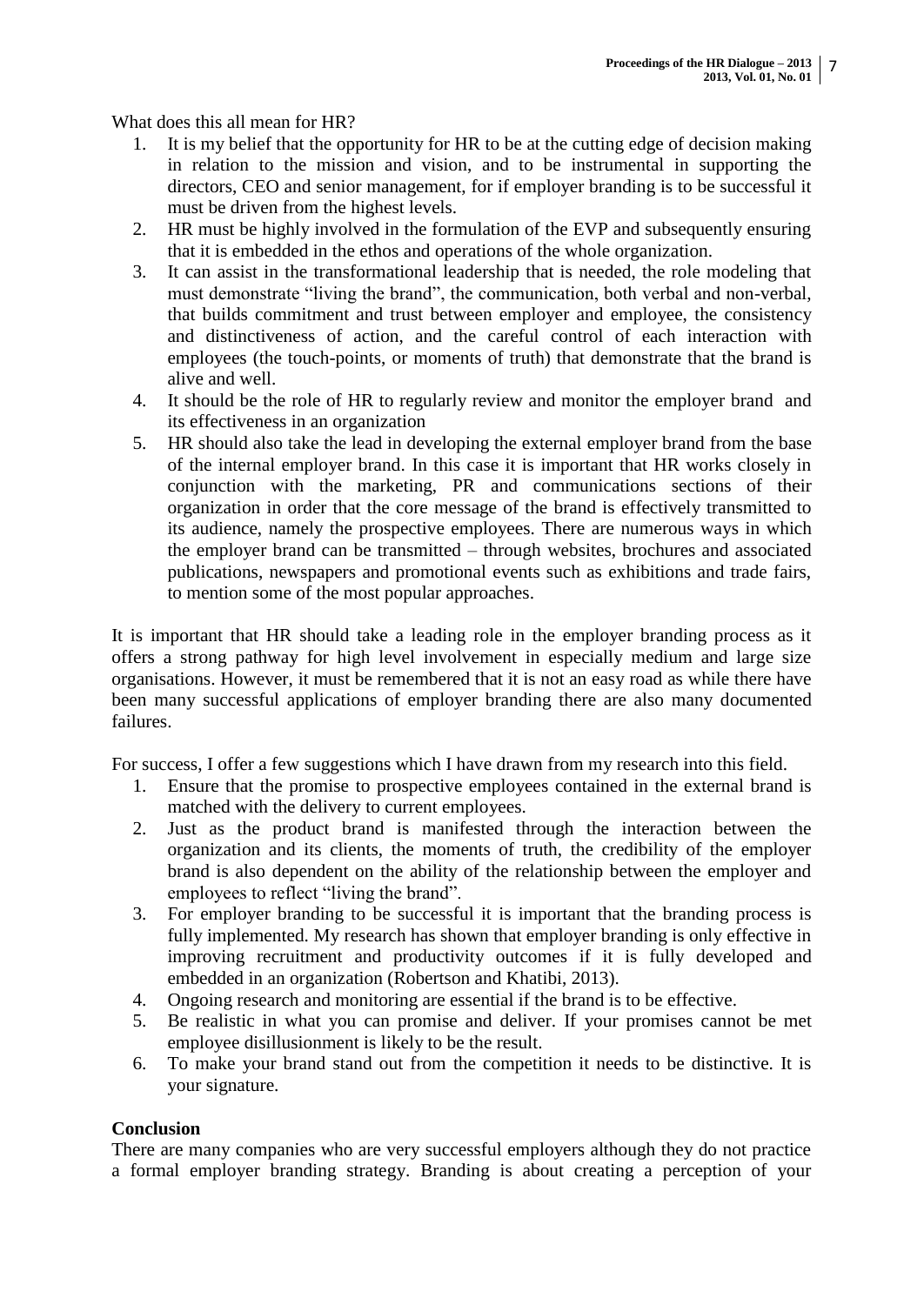What does this all mean for HR?

1. It is my belief that the opportunity for HR to be at the cutting edge of decision making in relation to the mission and vision, and to be instrumental in supporting the directors, CEO and senior management, for if employer branding is to be successful it must be driven from the highest levels.
2. HR must be highly involved in the formulation of the EVP and subsequently ensuring that it is embedded in the ethos and operations of the whole organization.
3. It can assist in the transformational leadership that is needed, the role modeling that must demonstrate "living the brand", the communication, both verbal and non-verbal, that builds commitment and trust between employer and employee, the consistency and distinctiveness of action, and the careful control of each interaction with employees (the touch-points, or moments of truth) that demonstrate that the brand is alive and well.
4. It should be the role of HR to regularly review and monitor the employer brand and its effectiveness in an organization
5. HR should also take the lead in developing the external employer brand from the base of the internal employer brand. In this case it is important that HR works closely in conjunction with the marketing, PR and communications sections of their organization in order that the core message of the brand is effectively transmitted to its audience, namely the prospective employees. There are numerous ways in which the employer brand can be transmitted – through websites, brochures and associated publications, newspapers and promotional events such as exhibitions and trade fairs, to mention some of the most popular approaches.

It is important that HR should take a leading role in the employer branding process as it offers a strong pathway for high level involvement in especially medium and large size organisations. However, it must be remembered that it is not an easy road as while there have been many successful applications of employer branding there are also many documented failures.

For success, I offer a few suggestions which I have drawn from my research into this field.

1. Ensure that the promise to prospective employees contained in the external brand is matched with the delivery to current employees.
2. Just as the product brand is manifested through the interaction between the organization and its clients, the moments of truth, the credibility of the employer brand is also dependent on the ability of the relationship between the employer and employees to reflect "living the brand".
3. For employer branding to be successful it is important that the branding process is fully implemented. My research has shown that employer branding is only effective in improving recruitment and productivity outcomes if it is fully developed and embedded in an organization (Robertson and Khatibi, 2013).
4. Ongoing research and monitoring are essential if the brand is to be effective.
5. Be realistic in what you can promise and deliver. If your promises cannot be met employee disillusionment is likely to be the result.
6. To make your brand stand out from the competition it needs to be distinctive. It is your signature.

**Conclusion**

There are many companies who are very successful employers although they do not practice a formal employer branding strategy. Branding is about creating a perception of your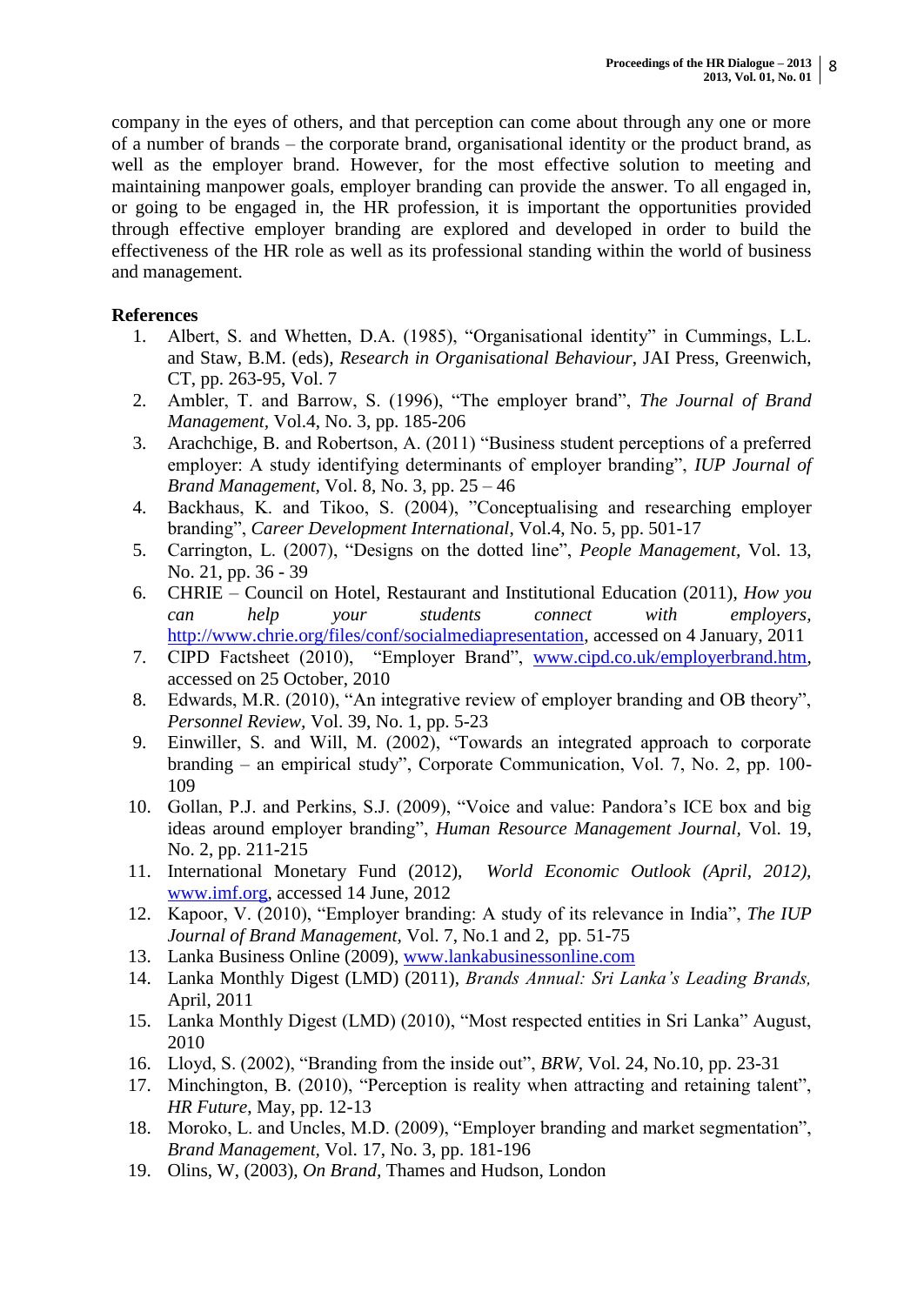company in the eyes of others, and that perception can come about through any one or more of a number of brands – the corporate brand, organisational identity or the product brand, as well as the employer brand. However, for the most effective solution to meeting and maintaining manpower goals, employer branding can provide the answer. To all engaged in, or going to be engaged in, the HR profession, it is important the opportunities provided through effective employer branding are explored and developed in order to build the effectiveness of the HR role as well as its professional standing within the world of business and management.

**References**

1. Albert, S. and Whetten, D.A. (1985), "Organisational identity" in Cummings, L.L. and Staw, B.M. (eds), *Research in Organisational Behaviour*, JAI Press, Greenwich, CT, pp. 263-95, Vol. 7
2. Ambler, T. and Barrow, S. (1996), "The employer brand", *The Journal of Brand Management*, Vol.4, No. 3, pp. 185-206
3. Arachchige, B. and Robertson, A. (2011) "Business student perceptions of a preferred employer: A study identifying determinants of employer branding", *IUP Journal of Brand Management*, Vol. 8, No. 3, pp. 25 – 46
4. Backhaus, K. and Tikoo, S. (2004), "Conceptualising and researching employer branding", *Career Development International*, Vol.4, No. 5, pp. 501-17
5. Carrington, L. (2007), "Designs on the dotted line", *People Management*, Vol. 13, No. 21, pp. 36 - 39
6. CHRIE – Council on Hotel, Restaurant and Institutional Education (2011), *How you can help your students connect with employers*, http://www.chrie.org/files/conf/socialmediapresentation, accessed on 4 January, 2011
7. CIPD Factsheet (2010), "Employer Brand", www.cipd.co.uk/employerbrand.htm, accessed on 25 October, 2010
8. Edwards, M.R. (2010), "An integrative review of employer branding and OB theory", *Personnel Review*, Vol. 39, No. 1, pp. 5-23
9. Einwiller, S. and Will, M. (2002), "Towards an integrated approach to corporate branding – an empirical study", Corporate Communication, Vol. 7, No. 2, pp. 100-109
10. Gollan, P.J. and Perkins, S.J. (2009), "Voice and value: Pandora's ICE box and big ideas around employer branding", *Human Resource Management Journal*, Vol. 19, No. 2, pp. 211-215
11. International Monetary Fund (2012), *World Economic Outlook (April, 2012)*, www.imf.org, accessed 14 June, 2012
12. Kapoor, V. (2010), "Employer branding: A study of its relevance in India", *The IUP Journal of Brand Management*, Vol. 7, No.1 and 2, pp. 51-75
13. Lanka Business Online (2009), www.lankabusinessonline.com
14. Lanka Monthly Digest (LMD) (2011), *Brands Annual: Sri Lanka's Leading Brands,* April, 2011
15. Lanka Monthly Digest (LMD) (2010), "Most respected entities in Sri Lanka" August, 2010
16. Lloyd, S. (2002), "Branding from the inside out", *BRW*, Vol. 24, No.10, pp. 23-31
17. Minchington, B. (2010), "Perception is reality when attracting and retaining talent", *HR Future*, May, pp. 12-13
18. Moroko, L. and Uncles, M.D. (2009), "Employer branding and market segmentation", *Brand Management*, Vol. 17, No. 3, pp. 181-196
19. Olins, W, (2003), *On Brand*, Thames and Hudson, London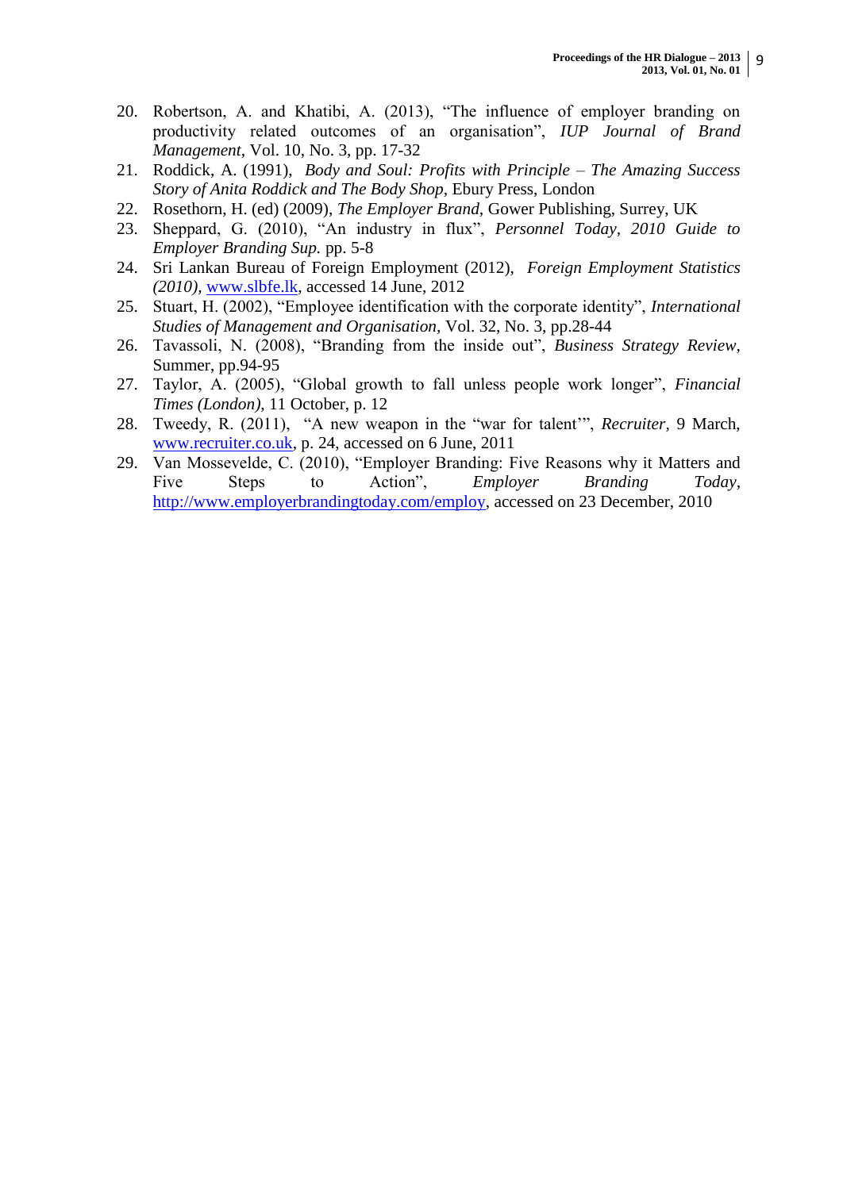20. Robertson, A. and Khatibi, A. (2013), "The influence of employer branding on productivity related outcomes of an organisation", *IUP Journal of Brand Management*, Vol. 10, No. 3, pp. 17-32
21. Roddick, A. (1991), *Body and Soul: Profits with Principle – The Amazing Success Story of Anita Roddick and The Body Shop*, Ebury Press, London
22. Rosethorn, H. (ed) (2009), *The Employer Brand*, Gower Publishing, Surrey, UK
23. Sheppard, G. (2010), "An industry in flux", *Personnel Today, 2010 Guide to Employer Branding Sup.* pp. 5-8
24. Sri Lankan Bureau of Foreign Employment (2012), *Foreign Employment Statistics (2010)*, www.slbfe.lk, accessed 14 June, 2012
25. Stuart, H. (2002), "Employee identification with the corporate identity", *International Studies of Management and Organisation,* Vol. 32, No. 3, pp.28-44
26. Tavassoli, N. (2008), "Branding from the inside out", *Business Strategy Review*, Summer, pp.94-95
27. Taylor, A. (2005), "Global growth to fall unless people work longer", *Financial Times (London)*, 11 October, p. 12
28. Tweedy, R. (2011), "A new weapon in the "war for talent'", *Recruiter*, 9 March, www.recruiter.co.uk, p. 24, accessed on 6 June, 2011
29. Van Mossevelde, C. (2010), "Employer Branding: Five Reasons why it Matters and Five Steps to Action", *Employer Branding Today*, http://www.employerbrandingtoday.com/employ, accessed on 23 December, 2010